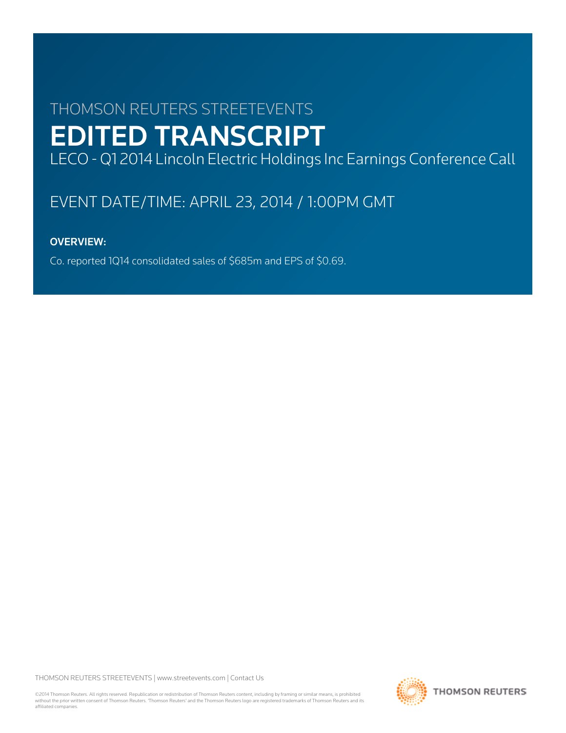THOMSON REUTERS STREETEVENTS

# EDITED TRANSCRIPT

LECO - Q1 2014 Lincoln Electric Holdings Inc Earnings Conference Call

EVENT DATE/TIME: APRIL 23, 2014 / 1:00PM GMT

**OVERVIEW:**

Co. reported 1Q14 consolidated sales of $685m and EPS of $0.69.

THOMSON REUTERS STREETEVENTS | www.streetevents.com | Contact Us

©2014 Thomson Reuters. All rights reserved. Republication or redistribution of Thomson Reuters content, including by framing or similar means, is prohibited without the prior written consent of Thomson Reuters. 'Thomson Reuters' and the Thomson Reuters logo are registered trademarks of Thomson Reuters and its affiliated companies.

THOMSON REUTERS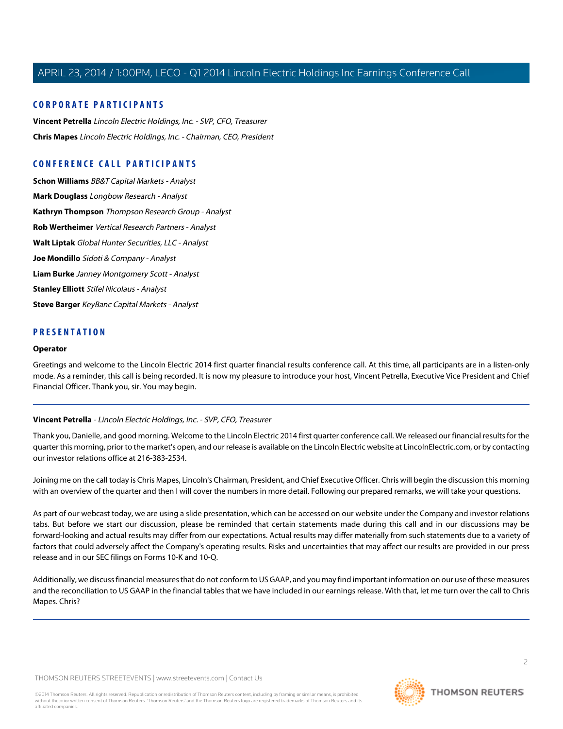## CORPORATE PARTICIPANTS

**Vincent Petrella** *Lincoln Electric Holdings, Inc. - SVP, CFO, Treasurer*

**Chris Mapes** *Lincoln Electric Holdings, Inc. - Chairman, CEO, President*

## CONFERENCE CALL PARTICIPANTS

**Schon Williams** *BB&T Capital Markets - Analyst*

**Mark Douglass** *Longbow Research - Analyst*

**Kathryn Thompson** *Thompson Research Group - Analyst*

**Rob Wertheimer** *Vertical Research Partners - Analyst*

**Walt Liptak** *Global Hunter Securities, LLC - Analyst*

**Joe Mondillo** *Sidoti & Company - Analyst*

**Liam Burke** *Janney Montgomery Scott - Analyst*

**Stanley Elliott** *Stifel Nicolaus - Analyst*

**Steve Barger** *KeyBanc Capital Markets - Analyst*

## PRESENTATION

**Operator**

Greetings and welcome to the Lincoln Electric 2014 first quarter financial results conference call. At this time, all participants are in a listen-only mode. As a reminder, this call is being recorded. It is now my pleasure to introduce your host, Vincent Petrella, Executive Vice President and Chief Financial Officer. Thank you, sir. You may begin.

---

**Vincent Petrella** - *Lincoln Electric Holdings, Inc. - SVP, CFO, Treasurer*

Thank you, Danielle, and good morning. Welcome to the Lincoln Electric 2014 first quarter conference call. We released our financial results for the quarter this morning, prior to the market's open, and our release is available on the Lincoln Electric website at LincolnElectric.com, or by contacting our investor relations office at 216-383-2534.

Joining me on the call today is Chris Mapes, Lincoln's Chairman, President, and Chief Executive Officer. Chris will begin the discussion this morning with an overview of the quarter and then I will cover the numbers in more detail. Following our prepared remarks, we will take your questions.

As part of our webcast today, we are using a slide presentation, which can be accessed on our website under the Company and investor relations tabs. But before we start our discussion, please be reminded that certain statements made during this call and in our discussions may be forward-looking and actual results may differ from our expectations. Actual results may differ materially from such statements due to a variety of factors that could adversely affect the Company's operating results. Risks and uncertainties that may affect our results are provided in our press release and in our SEC filings on Forms 10-K and 10-Q.

Additionally, we discuss financial measures that do not conform to US GAAP, and you may find important information on our use of these measures and the reconciliation to US GAAP in the financial tables that we have included in our earnings release. With that, let me turn over the call to Chris Mapes. Chris?

---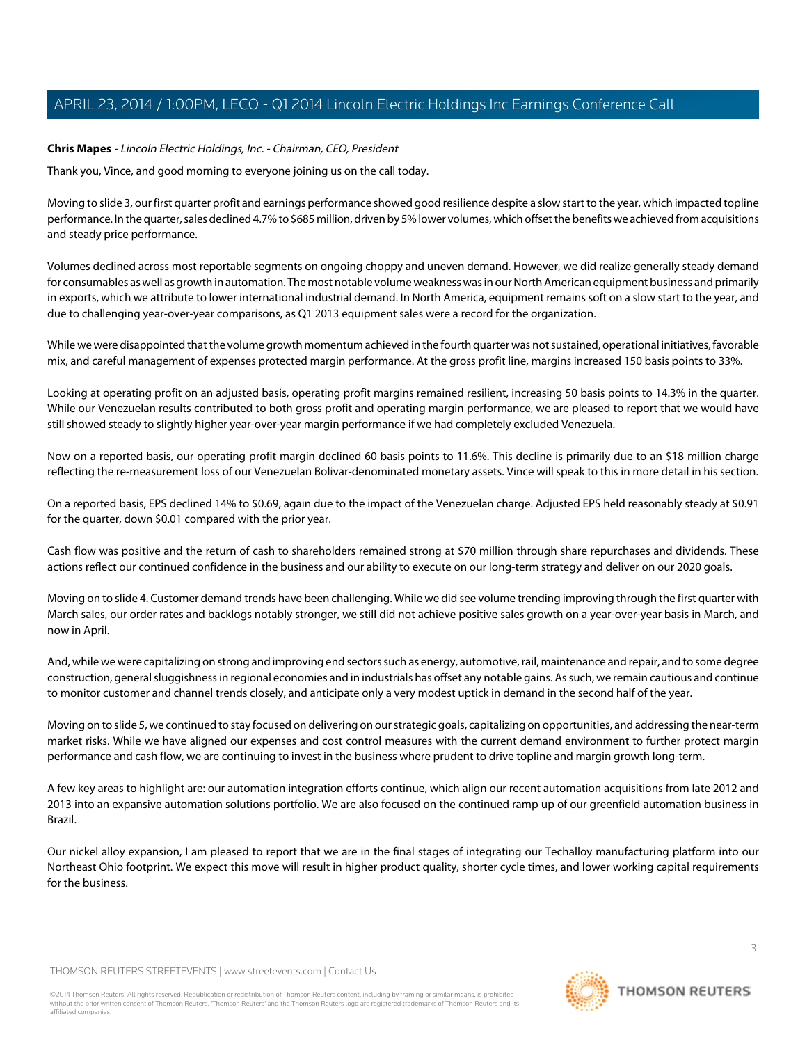**Chris Mapes** - *Lincoln Electric Holdings, Inc. - Chairman, CEO, President*

Thank you, Vince, and good morning to everyone joining us on the call today.

Moving to slide 3, our first quarter profit and earnings performance showed good resilience despite a slow start to the year, which impacted topline performance. In the quarter, sales declined 4.7% to $685 million, driven by 5% lower volumes, which offset the benefits we achieved from acquisitions and steady price performance.

Volumes declined across most reportable segments on ongoing choppy and uneven demand. However, we did realize generally steady demand for consumables as well as growth in automation. The most notable volume weakness was in our North American equipment business and primarily in exports, which we attribute to lower international industrial demand. In North America, equipment remains soft on a slow start to the year, and due to challenging year-over-year comparisons, as Q1 2013 equipment sales were a record for the organization.

While we were disappointed that the volume growth momentum achieved in the fourth quarter was not sustained, operational initiatives, favorable mix, and careful management of expenses protected margin performance. At the gross profit line, margins increased 150 basis points to 33%.

Looking at operating profit on an adjusted basis, operating profit margins remained resilient, increasing 50 basis points to 14.3% in the quarter. While our Venezuelan results contributed to both gross profit and operating margin performance, we are pleased to report that we would have still showed steady to slightly higher year-over-year margin performance if we had completely excluded Venezuela.

Now on a reported basis, our operating profit margin declined 60 basis points to 11.6%. This decline is primarily due to an $18 million charge reflecting the re-measurement loss of our Venezuelan Bolivar-denominated monetary assets. Vince will speak to this in more detail in his section.

On a reported basis, EPS declined 14% to $0.69, again due to the impact of the Venezuelan charge. Adjusted EPS held reasonably steady at $0.91 for the quarter, down $0.01 compared with the prior year.

Cash flow was positive and the return of cash to shareholders remained strong at $70 million through share repurchases and dividends. These actions reflect our continued confidence in the business and our ability to execute on our long-term strategy and deliver on our 2020 goals.

Moving on to slide 4. Customer demand trends have been challenging. While we did see volume trending improving through the first quarter with March sales, our order rates and backlogs notably stronger, we still did not achieve positive sales growth on a year-over-year basis in March, and now in April.

And, while we were capitalizing on strong and improving end sectors such as energy, automotive, rail, maintenance and repair, and to some degree construction, general sluggishness in regional economies and in industrials has offset any notable gains. As such, we remain cautious and continue to monitor customer and channel trends closely, and anticipate only a very modest uptick in demand in the second half of the year.

Moving on to slide 5, we continued to stay focused on delivering on our strategic goals, capitalizing on opportunities, and addressing the near-term market risks. While we have aligned our expenses and cost control measures with the current demand environment to further protect margin performance and cash flow, we are continuing to invest in the business where prudent to drive topline and margin growth long-term.

A few key areas to highlight are: our automation integration efforts continue, which align our recent automation acquisitions from late 2012 and 2013 into an expansive automation solutions portfolio. We are also focused on the continued ramp up of our greenfield automation business in Brazil.

Our nickel alloy expansion, I am pleased to report that we are in the final stages of integrating our Techalloy manufacturing platform into our Northeast Ohio footprint. We expect this move will result in higher product quality, shorter cycle times, and lower working capital requirements for the business.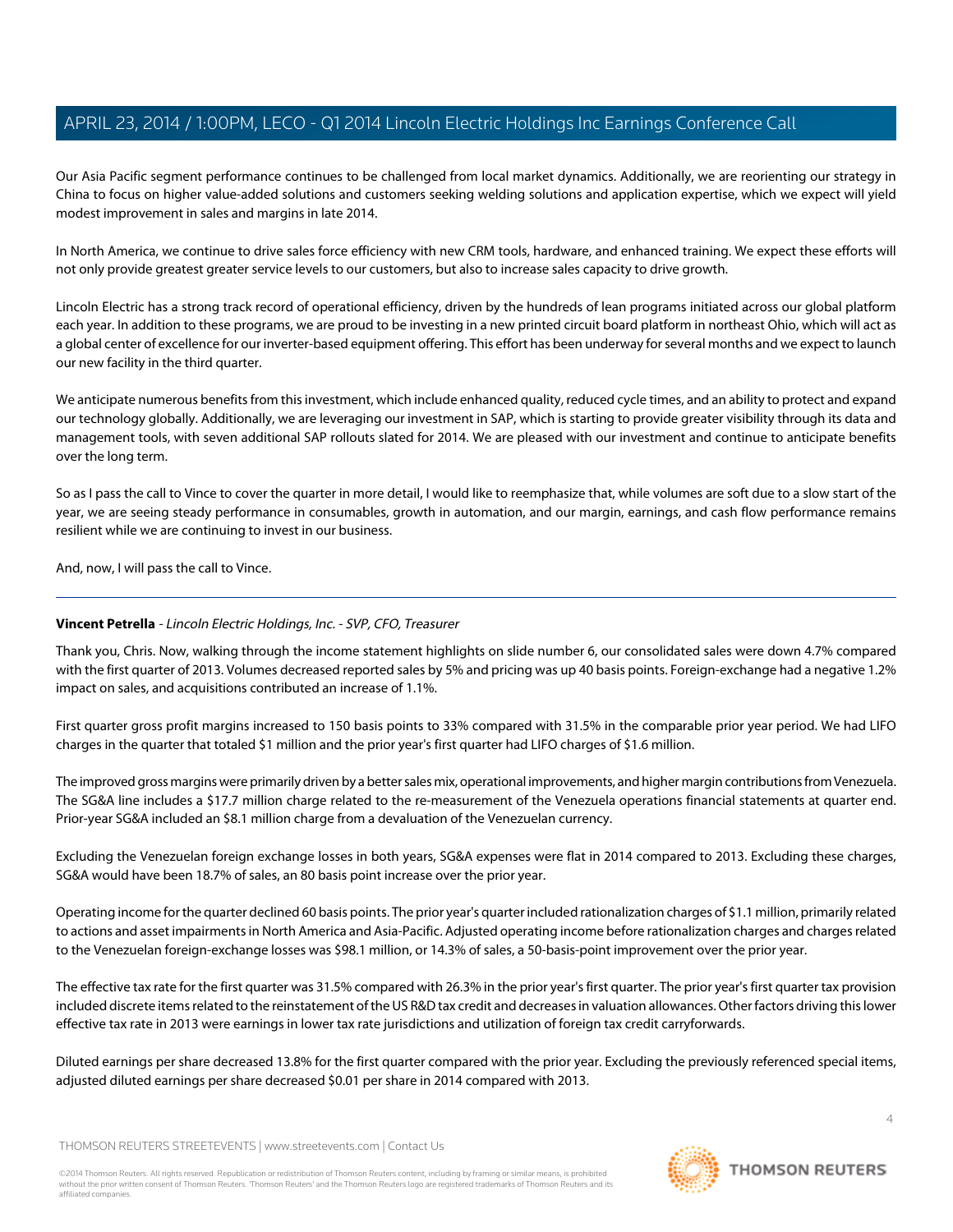Our Asia Pacific segment performance continues to be challenged from local market dynamics. Additionally, we are reorienting our strategy in China to focus on higher value-added solutions and customers seeking welding solutions and application expertise, which we expect will yield modest improvement in sales and margins in late 2014.

In North America, we continue to drive sales force efficiency with new CRM tools, hardware, and enhanced training. We expect these efforts will not only provide greatest greater service levels to our customers, but also to increase sales capacity to drive growth.

Lincoln Electric has a strong track record of operational efficiency, driven by the hundreds of lean programs initiated across our global platform each year. In addition to these programs, we are proud to be investing in a new printed circuit board platform in northeast Ohio, which will act as a global center of excellence for our inverter-based equipment offering. This effort has been underway for several months and we expect to launch our new facility in the third quarter.

We anticipate numerous benefits from this investment, which include enhanced quality, reduced cycle times, and an ability to protect and expand our technology globally. Additionally, we are leveraging our investment in SAP, which is starting to provide greater visibility through its data and management tools, with seven additional SAP rollouts slated for 2014. We are pleased with our investment and continue to anticipate benefits over the long term.

So as I pass the call to Vince to cover the quarter in more detail, I would like to reemphasize that, while volumes are soft due to a slow start of the year, we are seeing steady performance in consumables, growth in automation, and our margin, earnings, and cash flow performance remains resilient while we are continuing to invest in our business.

And, now, I will pass the call to Vince.

---

**Vincent Petrella** - *Lincoln Electric Holdings, Inc. - SVP, CFO, Treasurer*

Thank you, Chris. Now, walking through the income statement highlights on slide number 6, our consolidated sales were down 4.7% compared with the first quarter of 2013. Volumes decreased reported sales by 5% and pricing was up 40 basis points. Foreign-exchange had a negative 1.2% impact on sales, and acquisitions contributed an increase of 1.1%.

First quarter gross profit margins increased to 150 basis points to 33% compared with 31.5% in the comparable prior year period. We had LIFO charges in the quarter that totaled $1 million and the prior year's first quarter had LIFO charges of $1.6 million.

The improved gross margins were primarily driven by a better sales mix, operational improvements, and higher margin contributions from Venezuela. The SG&A line includes a $17.7 million charge related to the re-measurement of the Venezuela operations financial statements at quarter end. Prior-year SG&A included an $8.1 million charge from a devaluation of the Venezuelan currency.

Excluding the Venezuelan foreign exchange losses in both years, SG&A expenses were flat in 2014 compared to 2013. Excluding these charges, SG&A would have been 18.7% of sales, an 80 basis point increase over the prior year.

Operating income for the quarter declined 60 basis points. The prior year's quarter included rationalization charges of $1.1 million, primarily related to actions and asset impairments in North America and Asia-Pacific. Adjusted operating income before rationalization charges and charges related to the Venezuelan foreign-exchange losses was $98.1 million, or 14.3% of sales, a 50-basis-point improvement over the prior year.

The effective tax rate for the first quarter was 31.5% compared with 26.3% in the prior year's first quarter. The prior year's first quarter tax provision included discrete items related to the reinstatement of the US R&D tax credit and decreases in valuation allowances. Other factors driving this lower effective tax rate in 2013 were earnings in lower tax rate jurisdictions and utilization of foreign tax credit carryforwards.

Diluted earnings per share decreased 13.8% for the first quarter compared with the prior year. Excluding the previously referenced special items, adjusted diluted earnings per share decreased $0.01 per share in 2014 compared with 2013.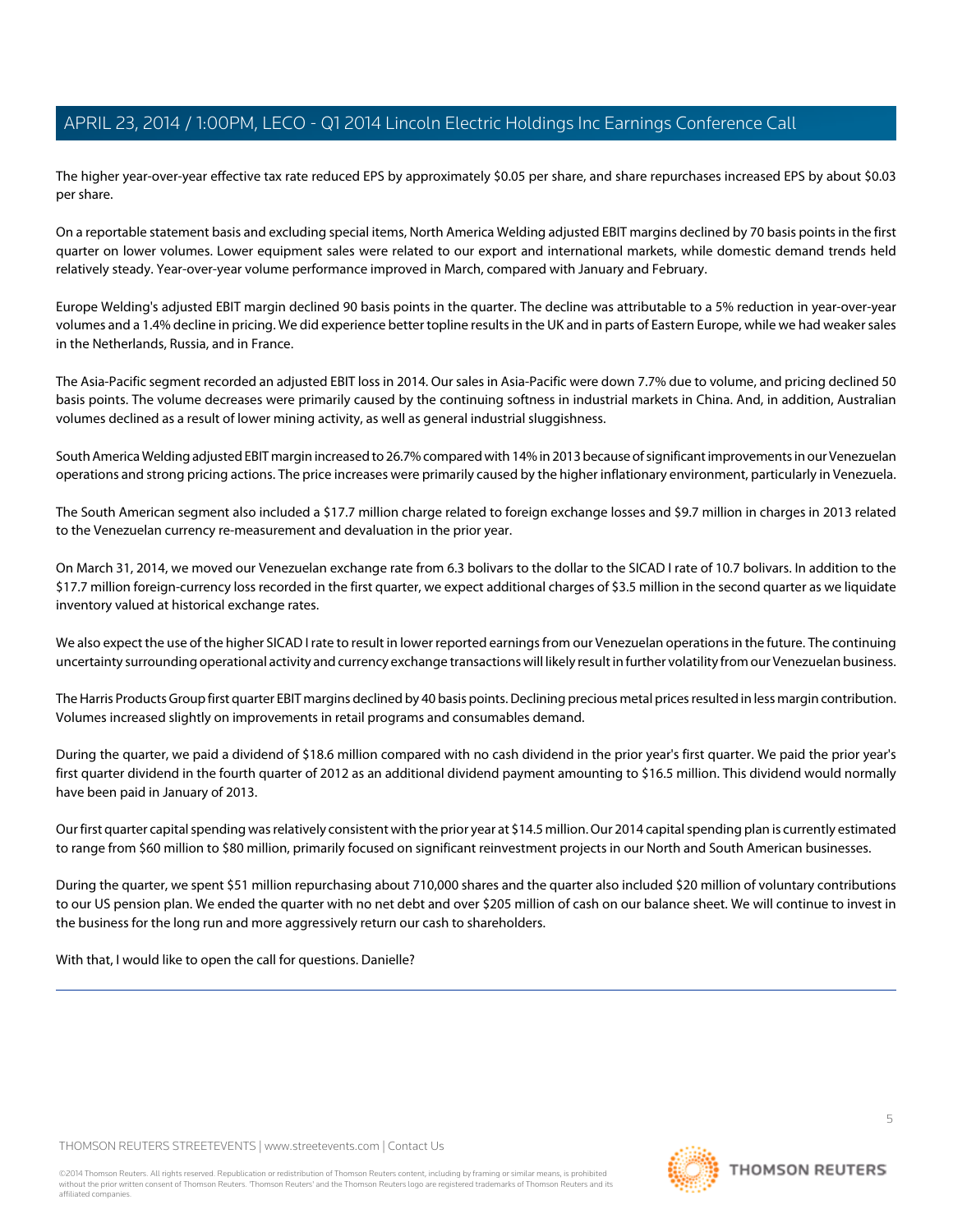The higher year-over-year effective tax rate reduced EPS by approximately $0.05 per share, and share repurchases increased EPS by about $0.03 per share.

On a reportable statement basis and excluding special items, North America Welding adjusted EBIT margins declined by 70 basis points in the first quarter on lower volumes. Lower equipment sales were related to our export and international markets, while domestic demand trends held relatively steady. Year-over-year volume performance improved in March, compared with January and February.

Europe Welding's adjusted EBIT margin declined 90 basis points in the quarter. The decline was attributable to a 5% reduction in year-over-year volumes and a 1.4% decline in pricing. We did experience better topline results in the UK and in parts of Eastern Europe, while we had weaker sales in the Netherlands, Russia, and in France.

The Asia-Pacific segment recorded an adjusted EBIT loss in 2014. Our sales in Asia-Pacific were down 7.7% due to volume, and pricing declined 50 basis points. The volume decreases were primarily caused by the continuing softness in industrial markets in China. And, in addition, Australian volumes declined as a result of lower mining activity, as well as general industrial sluggishness.

South America Welding adjusted EBIT margin increased to 26.7% compared with 14% in 2013 because of significant improvements in our Venezuelan operations and strong pricing actions. The price increases were primarily caused by the higher inflationary environment, particularly in Venezuela.

The South American segment also included a $17.7 million charge related to foreign exchange losses and $9.7 million in charges in 2013 related to the Venezuelan currency re-measurement and devaluation in the prior year.

On March 31, 2014, we moved our Venezuelan exchange rate from 6.3 bolivars to the dollar to the SICAD I rate of 10.7 bolivars. In addition to the $17.7 million foreign-currency loss recorded in the first quarter, we expect additional charges of $3.5 million in the second quarter as we liquidate inventory valued at historical exchange rates.

We also expect the use of the higher SICAD I rate to result in lower reported earnings from our Venezuelan operations in the future. The continuing uncertainty surrounding operational activity and currency exchange transactions will likely result in further volatility from our Venezuelan business.

The Harris Products Group first quarter EBIT margins declined by 40 basis points. Declining precious metal prices resulted in less margin contribution. Volumes increased slightly on improvements in retail programs and consumables demand.

During the quarter, we paid a dividend of $18.6 million compared with no cash dividend in the prior year's first quarter. We paid the prior year's first quarter dividend in the fourth quarter of 2012 as an additional dividend payment amounting to $16.5 million. This dividend would normally have been paid in January of 2013.

Our first quarter capital spending was relatively consistent with the prior year at $14.5 million. Our 2014 capital spending plan is currently estimated to range from $60 million to $80 million, primarily focused on significant reinvestment projects in our North and South American businesses.

During the quarter, we spent $51 million repurchasing about 710,000 shares and the quarter also included $20 million of voluntary contributions to our US pension plan. We ended the quarter with no net debt and over $205 million of cash on our balance sheet. We will continue to invest in the business for the long run and more aggressively return our cash to shareholders.

With that, I would like to open the call for questions. Danielle?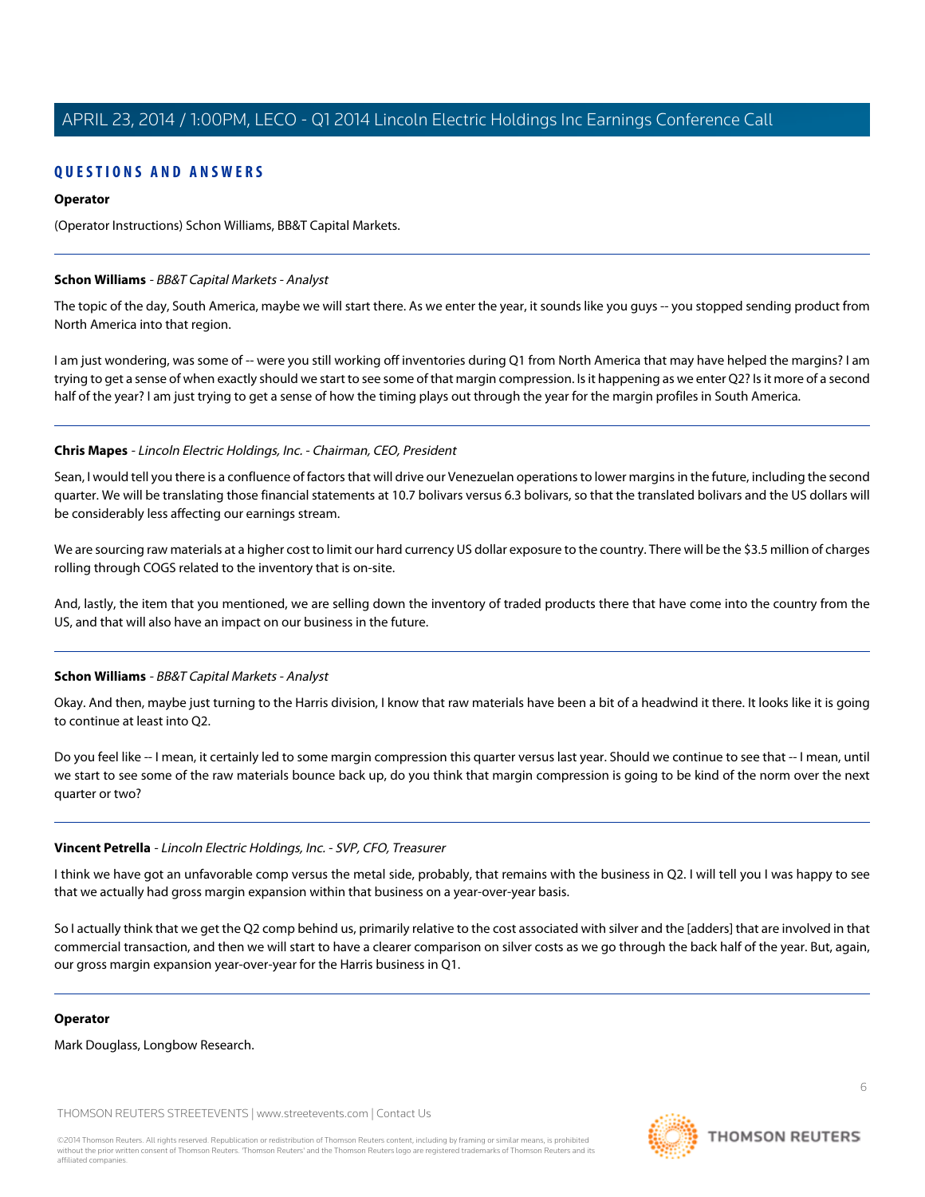## QUESTIONS AND ANSWERS

**Operator**

(Operator Instructions) Schon Williams, BB&T Capital Markets.

---

**Schon Williams** - *BB&T Capital Markets - Analyst*

The topic of the day, South America, maybe we will start there. As we enter the year, it sounds like you guys -- you stopped sending product from North America into that region.

I am just wondering, was some of -- were you still working off inventories during Q1 from North America that may have helped the margins? I am trying to get a sense of when exactly should we start to see some of that margin compression. Is it happening as we enter Q2? Is it more of a second half of the year? I am just trying to get a sense of how the timing plays out through the year for the margin profiles in South America.

---

**Chris Mapes** - *Lincoln Electric Holdings, Inc. - Chairman, CEO, President*

Sean, I would tell you there is a confluence of factors that will drive our Venezuelan operations to lower margins in the future, including the second quarter. We will be translating those financial statements at 10.7 bolivars versus 6.3 bolivars, so that the translated bolivars and the US dollars will be considerably less affecting our earnings stream.

We are sourcing raw materials at a higher cost to limit our hard currency US dollar exposure to the country. There will be the $3.5 million of charges rolling through COGS related to the inventory that is on-site.

And, lastly, the item that you mentioned, we are selling down the inventory of traded products there that have come into the country from the US, and that will also have an impact on our business in the future.

---

**Schon Williams** - *BB&T Capital Markets - Analyst*

Okay. And then, maybe just turning to the Harris division, I know that raw materials have been a bit of a headwind it there. It looks like it is going to continue at least into Q2.

Do you feel like -- I mean, it certainly led to some margin compression this quarter versus last year. Should we continue to see that -- I mean, until we start to see some of the raw materials bounce back up, do you think that margin compression is going to be kind of the norm over the next quarter or two?

---

**Vincent Petrella** - *Lincoln Electric Holdings, Inc. - SVP, CFO, Treasurer*

I think we have got an unfavorable comp versus the metal side, probably, that remains with the business in Q2. I will tell you I was happy to see that we actually had gross margin expansion within that business on a year-over-year basis.

So I actually think that we get the Q2 comp behind us, primarily relative to the cost associated with silver and the [adders] that are involved in that commercial transaction, and then we will start to have a clearer comparison on silver costs as we go through the back half of the year. But, again, our gross margin expansion year-over-year for the Harris business in Q1.

---

**Operator**

Mark Douglass, Longbow Research.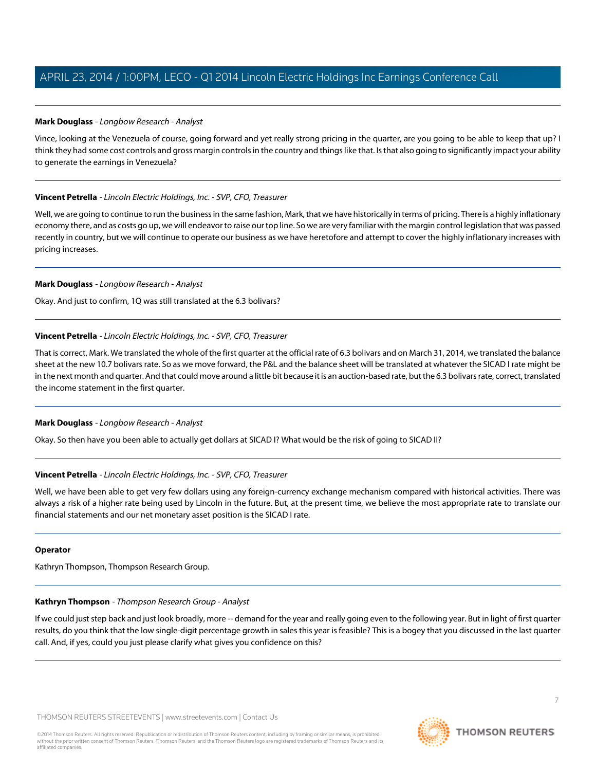**Mark Douglass** - *Longbow Research - Analyst*

Vince, looking at the Venezuela of course, going forward and yet really strong pricing in the quarter, are you going to be able to keep that up? I think they had some cost controls and gross margin controls in the country and things like that. Is that also going to significantly impact your ability to generate the earnings in Venezuela?

**Vincent Petrella** - *Lincoln Electric Holdings, Inc. - SVP, CFO, Treasurer*

Well, we are going to continue to run the business in the same fashion, Mark, that we have historically in terms of pricing. There is a highly inflationary economy there, and as costs go up, we will endeavor to raise our top line. So we are very familiar with the margin control legislation that was passed recently in country, but we will continue to operate our business as we have heretofore and attempt to cover the highly inflationary increases with pricing increases.

**Mark Douglass** - *Longbow Research - Analyst*

Okay. And just to confirm, 1Q was still translated at the 6.3 bolivars?

**Vincent Petrella** - *Lincoln Electric Holdings, Inc. - SVP, CFO, Treasurer*

That is correct, Mark. We translated the whole of the first quarter at the official rate of 6.3 bolivars and on March 31, 2014, we translated the balance sheet at the new 10.7 bolivars rate. So as we move forward, the P&L and the balance sheet will be translated at whatever the SICAD I rate might be in the next month and quarter. And that could move around a little bit because it is an auction-based rate, but the 6.3 bolivars rate, correct, translated the income statement in the first quarter.

**Mark Douglass** - *Longbow Research - Analyst*

Okay. So then have you been able to actually get dollars at SICAD I? What would be the risk of going to SICAD II?

**Vincent Petrella** - *Lincoln Electric Holdings, Inc. - SVP, CFO, Treasurer*

Well, we have been able to get very few dollars using any foreign-currency exchange mechanism compared with historical activities. There was always a risk of a higher rate being used by Lincoln in the future. But, at the present time, we believe the most appropriate rate to translate our financial statements and our net monetary asset position is the SICAD I rate.

**Operator**

Kathryn Thompson, Thompson Research Group.

**Kathryn Thompson** - *Thompson Research Group - Analyst*

If we could just step back and just look broadly, more -- demand for the year and really going even to the following year. But in light of first quarter results, do you think that the low single-digit percentage growth in sales this year is feasible? This is a bogey that you discussed in the last quarter call. And, if yes, could you just please clarify what gives you confidence on this?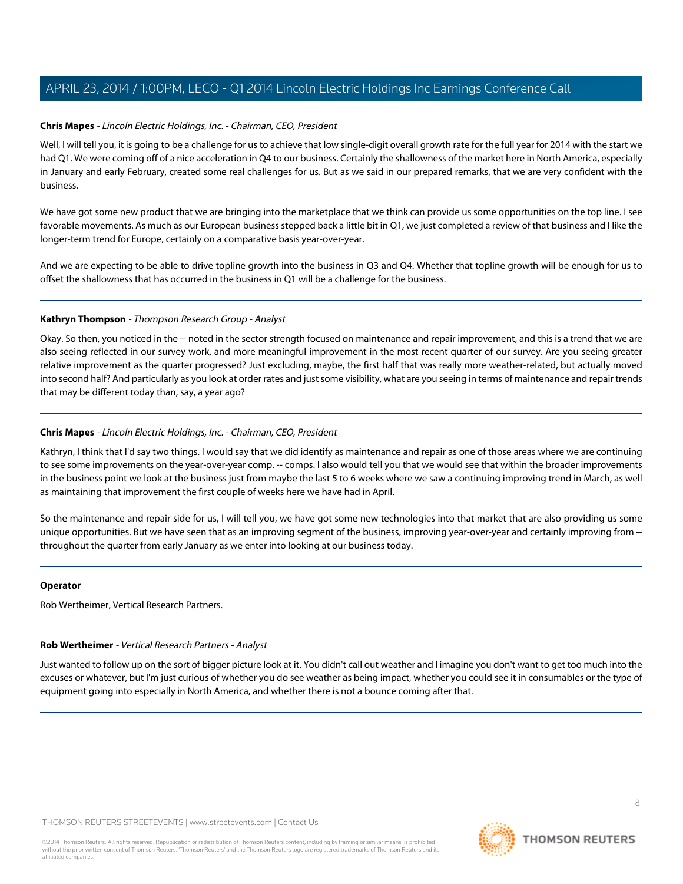**Chris Mapes** - *Lincoln Electric Holdings, Inc. - Chairman, CEO, President*

Well, I will tell you, it is going to be a challenge for us to achieve that low single-digit overall growth rate for the full year for 2014 with the start we had Q1. We were coming off of a nice acceleration in Q4 to our business. Certainly the shallowness of the market here in North America, especially in January and early February, created some real challenges for us. But as we said in our prepared remarks, that we are very confident with the business.

We have got some new product that we are bringing into the marketplace that we think can provide us some opportunities on the top line. I see favorable movements. As much as our European business stepped back a little bit in Q1, we just completed a review of that business and I like the longer-term trend for Europe, certainly on a comparative basis year-over-year.

And we are expecting to be able to drive topline growth into the business in Q3 and Q4. Whether that topline growth will be enough for us to offset the shallowness that has occurred in the business in Q1 will be a challenge for the business.

---

**Kathryn Thompson** - *Thompson Research Group - Analyst*

Okay. So then, you noticed in the -- noted in the sector strength focused on maintenance and repair improvement, and this is a trend that we are also seeing reflected in our survey work, and more meaningful improvement in the most recent quarter of our survey. Are you seeing greater relative improvement as the quarter progressed? Just excluding, maybe, the first half that was really more weather-related, but actually moved into second half? And particularly as you look at order rates and just some visibility, what are you seeing in terms of maintenance and repair trends that may be different today than, say, a year ago?

---

**Chris Mapes** - *Lincoln Electric Holdings, Inc. - Chairman, CEO, President*

Kathryn, I think that I'd say two things. I would say that we did identify as maintenance and repair as one of those areas where we are continuing to see some improvements on the year-over-year comp. -- comps. I also would tell you that we would see that within the broader improvements in the business point we look at the business just from maybe the last 5 to 6 weeks where we saw a continuing improving trend in March, as well as maintaining that improvement the first couple of weeks here we have had in April.

So the maintenance and repair side for us, I will tell you, we have got some new technologies into that market that are also providing us some unique opportunities. But we have seen that as an improving segment of the business, improving year-over-year and certainly improving from -- throughout the quarter from early January as we enter into looking at our business today.

---

**Operator**

Rob Wertheimer, Vertical Research Partners.

---

**Rob Wertheimer** - *Vertical Research Partners - Analyst*

Just wanted to follow up on the sort of bigger picture look at it. You didn't call out weather and I imagine you don't want to get too much into the excuses or whatever, but I'm just curious of whether you do see weather as being impact, whether you could see it in consumables or the type of equipment going into especially in North America, and whether there is not a bounce coming after that.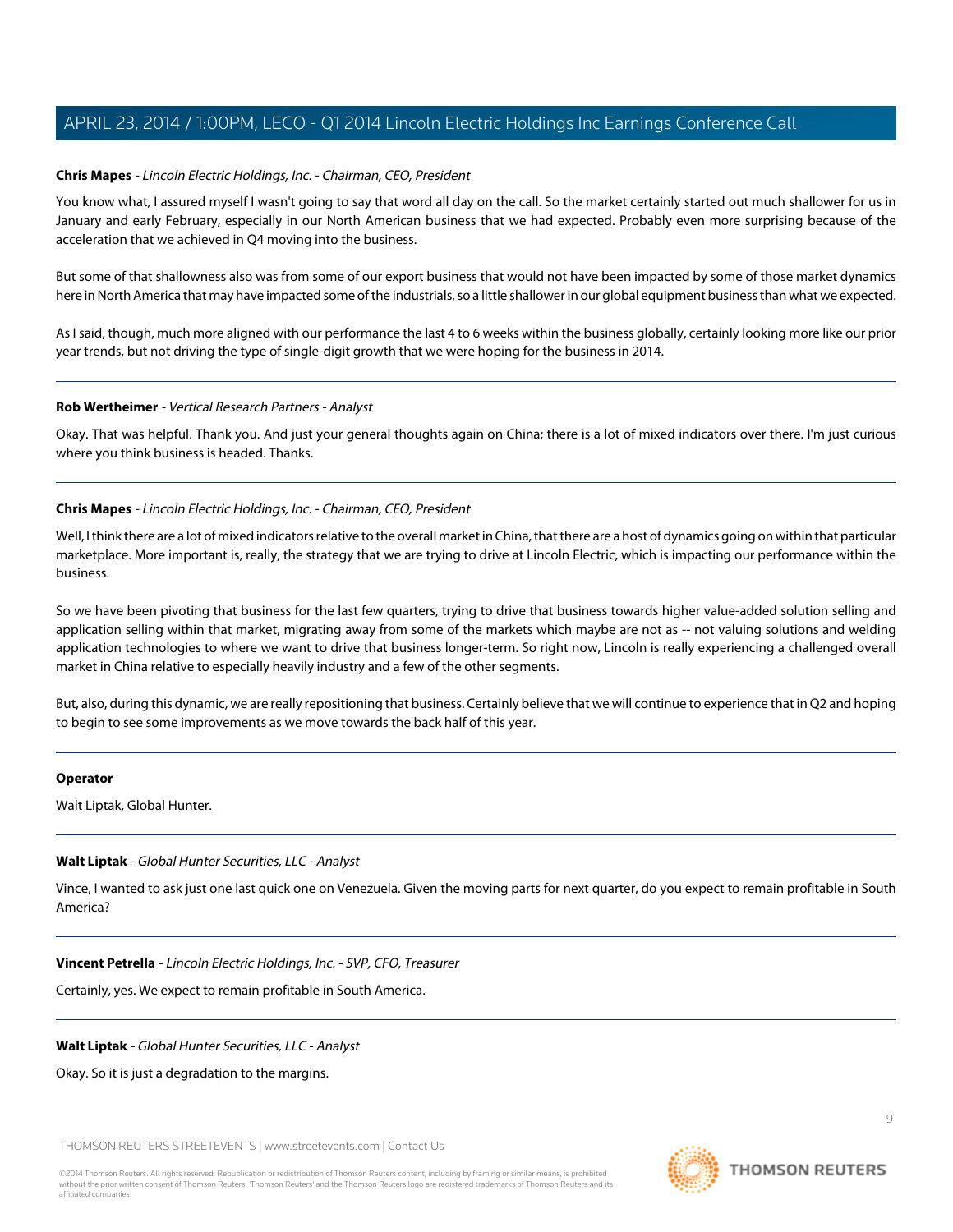**Chris Mapes** - *Lincoln Electric Holdings, Inc. - Chairman, CEO, President*

You know what, I assured myself I wasn't going to say that word all day on the call. So the market certainly started out much shallower for us in January and early February, especially in our North American business that we had expected. Probably even more surprising because of the acceleration that we achieved in Q4 moving into the business.

But some of that shallowness also was from some of our export business that would not have been impacted by some of those market dynamics here in North America that may have impacted some of the industrials, so a little shallower in our global equipment business than what we expected.

As I said, though, much more aligned with our performance the last 4 to 6 weeks within the business globally, certainly looking more like our prior year trends, but not driving the type of single-digit growth that we were hoping for the business in 2014.

---

**Rob Wertheimer** - *Vertical Research Partners - Analyst*

Okay. That was helpful. Thank you. And just your general thoughts again on China; there is a lot of mixed indicators over there. I'm just curious where you think business is headed. Thanks.

---

**Chris Mapes** - *Lincoln Electric Holdings, Inc. - Chairman, CEO, President*

Well, I think there are a lot of mixed indicators relative to the overall market in China, that there are a host of dynamics going on within that particular marketplace. More important is, really, the strategy that we are trying to drive at Lincoln Electric, which is impacting our performance within the business.

So we have been pivoting that business for the last few quarters, trying to drive that business towards higher value-added solution selling and application selling within that market, migrating away from some of the markets which maybe are not as -- not valuing solutions and welding application technologies to where we want to drive that business longer-term. So right now, Lincoln is really experiencing a challenged overall market in China relative to especially heavily industry and a few of the other segments.

But, also, during this dynamic, we are really repositioning that business. Certainly believe that we will continue to experience that in Q2 and hoping to begin to see some improvements as we move towards the back half of this year.

---

**Operator**

Walt Liptak, Global Hunter.

---

**Walt Liptak** - *Global Hunter Securities, LLC - Analyst*

Vince, I wanted to ask just one last quick one on Venezuela. Given the moving parts for next quarter, do you expect to remain profitable in South America?

---

**Vincent Petrella** - *Lincoln Electric Holdings, Inc. - SVP, CFO, Treasurer*

Certainly, yes. We expect to remain profitable in South America.

---

**Walt Liptak** - *Global Hunter Securities, LLC - Analyst*

Okay. So it is just a degradation to the margins.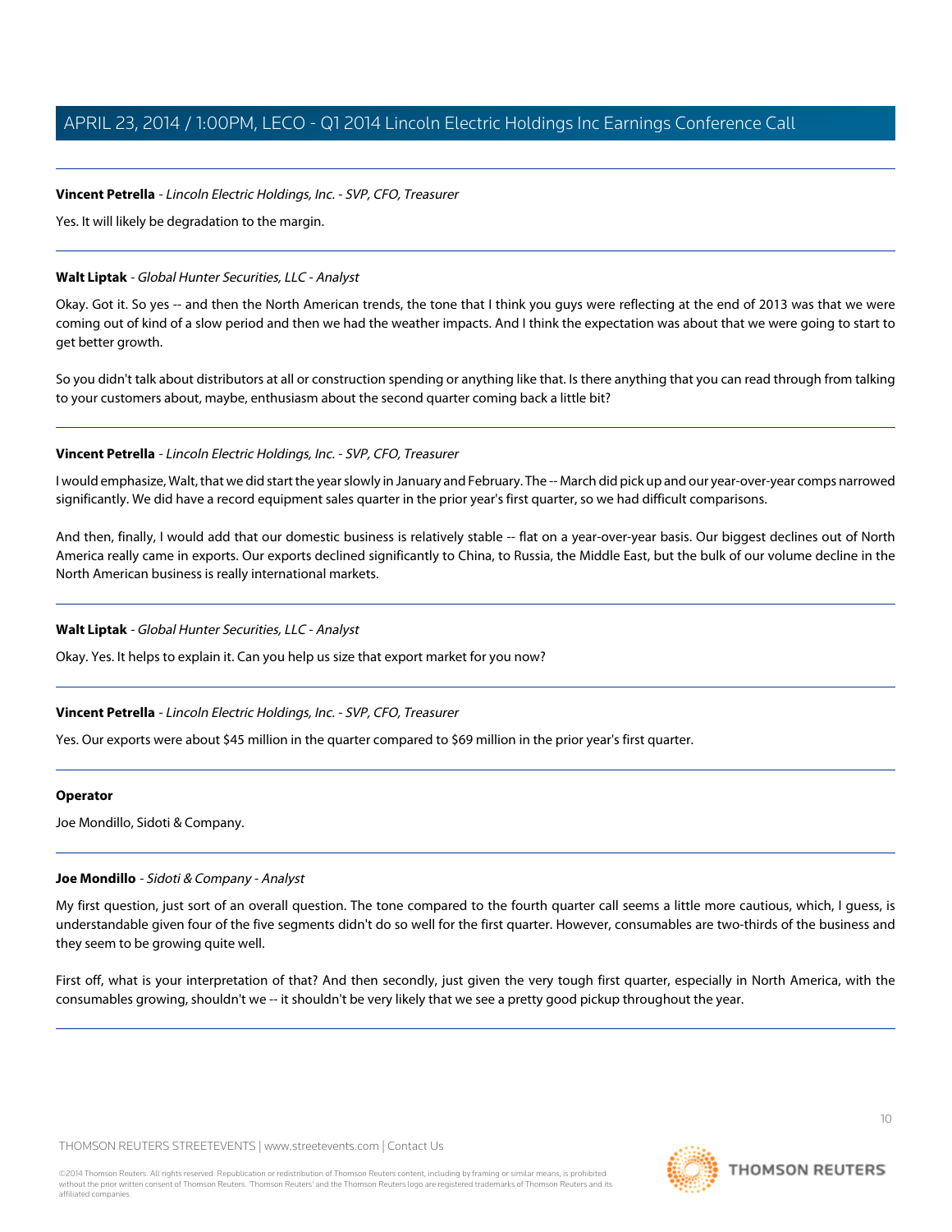**Vincent Petrella** - *Lincoln Electric Holdings, Inc. - SVP, CFO, Treasurer*

Yes. It will likely be degradation to the margin.

---

**Walt Liptak** - *Global Hunter Securities, LLC - Analyst*

Okay. Got it. So yes -- and then the North American trends, the tone that I think you guys were reflecting at the end of 2013 was that we were coming out of kind of a slow period and then we had the weather impacts. And I think the expectation was about that we were going to start to get better growth.

So you didn't talk about distributors at all or construction spending or anything like that. Is there anything that you can read through from talking to your customers about, maybe, enthusiasm about the second quarter coming back a little bit?

---

**Vincent Petrella** - *Lincoln Electric Holdings, Inc. - SVP, CFO, Treasurer*

I would emphasize, Walt, that we did start the year slowly in January and February. The -- March did pick up and our year-over-year comps narrowed significantly. We did have a record equipment sales quarter in the prior year's first quarter, so we had difficult comparisons.

And then, finally, I would add that our domestic business is relatively stable -- flat on a year-over-year basis. Our biggest declines out of North America really came in exports. Our exports declined significantly to China, to Russia, the Middle East, but the bulk of our volume decline in the North American business is really international markets.

---

**Walt Liptak** - *Global Hunter Securities, LLC - Analyst*

Okay. Yes. It helps to explain it. Can you help us size that export market for you now?

---

**Vincent Petrella** - *Lincoln Electric Holdings, Inc. - SVP, CFO, Treasurer*

Yes. Our exports were about $45 million in the quarter compared to $69 million in the prior year's first quarter.

---

**Operator**

Joe Mondillo, Sidoti & Company.

---

**Joe Mondillo** - *Sidoti & Company - Analyst*

My first question, just sort of an overall question. The tone compared to the fourth quarter call seems a little more cautious, which, I guess, is understandable given four of the five segments didn't do so well for the first quarter. However, consumables are two-thirds of the business and they seem to be growing quite well.

First off, what is your interpretation of that? And then secondly, just given the very tough first quarter, especially in North America, with the consumables growing, shouldn't we -- it shouldn't be very likely that we see a pretty good pickup throughout the year.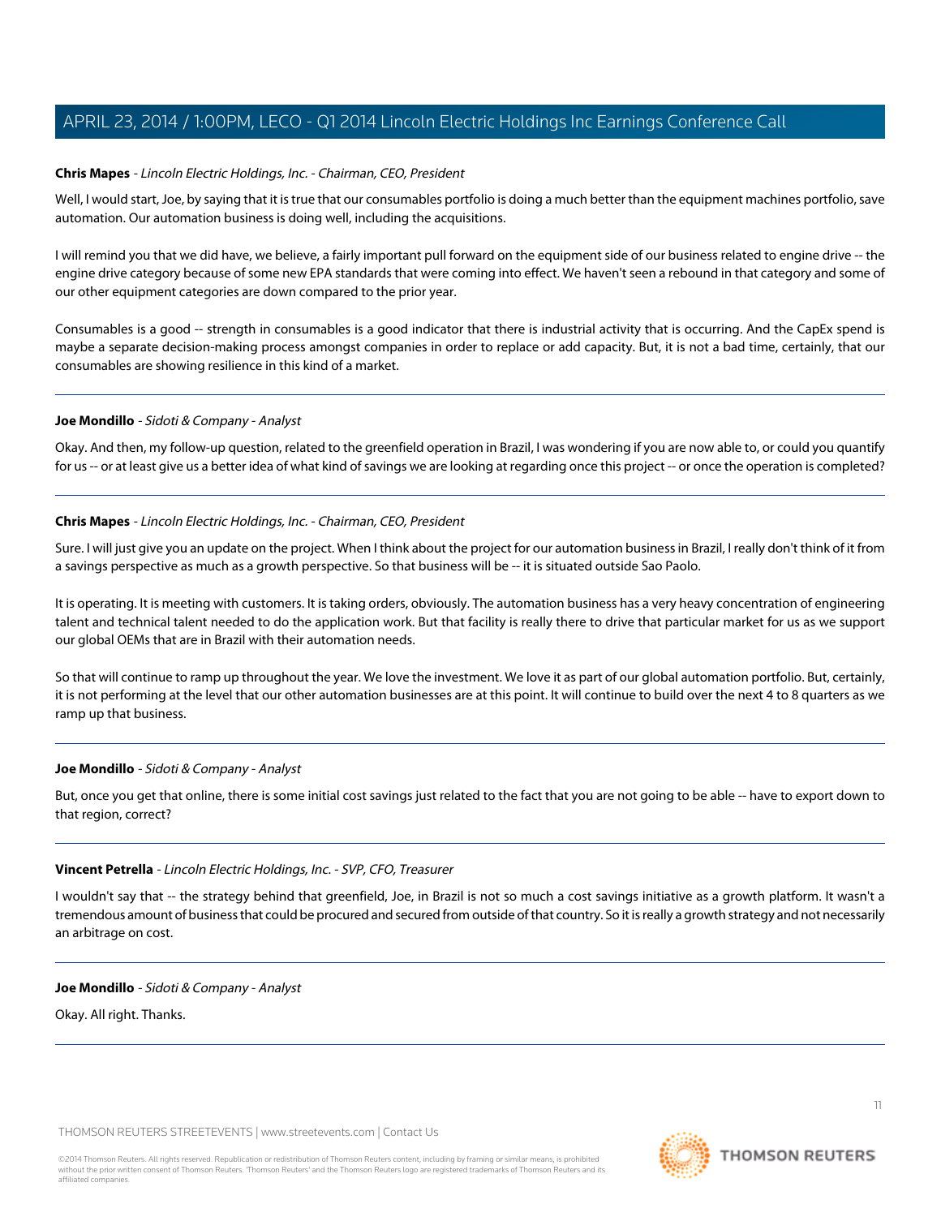**Chris Mapes** - *Lincoln Electric Holdings, Inc. - Chairman, CEO, President*

Well, I would start, Joe, by saying that it is true that our consumables portfolio is doing a much better than the equipment machines portfolio, save automation. Our automation business is doing well, including the acquisitions.

I will remind you that we did have, we believe, a fairly important pull forward on the equipment side of our business related to engine drive -- the engine drive category because of some new EPA standards that were coming into effect. We haven't seen a rebound in that category and some of our other equipment categories are down compared to the prior year.

Consumables is a good -- strength in consumables is a good indicator that there is industrial activity that is occurring. And the CapEx spend is maybe a separate decision-making process amongst companies in order to replace or add capacity. But, it is not a bad time, certainly, that our consumables are showing resilience in this kind of a market.

---

**Joe Mondillo** - *Sidoti & Company - Analyst*

Okay. And then, my follow-up question, related to the greenfield operation in Brazil, I was wondering if you are now able to, or could you quantify for us -- or at least give us a better idea of what kind of savings we are looking at regarding once this project -- or once the operation is completed?

---

**Chris Mapes** - *Lincoln Electric Holdings, Inc. - Chairman, CEO, President*

Sure. I will just give you an update on the project. When I think about the project for our automation business in Brazil, I really don't think of it from a savings perspective as much as a growth perspective. So that business will be -- it is situated outside Sao Paolo.

It is operating. It is meeting with customers. It is taking orders, obviously. The automation business has a very heavy concentration of engineering talent and technical talent needed to do the application work. But that facility is really there to drive that particular market for us as we support our global OEMs that are in Brazil with their automation needs.

So that will continue to ramp up throughout the year. We love the investment. We love it as part of our global automation portfolio. But, certainly, it is not performing at the level that our other automation businesses are at this point. It will continue to build over the next 4 to 8 quarters as we ramp up that business.

---

**Joe Mondillo** - *Sidoti & Company - Analyst*

But, once you get that online, there is some initial cost savings just related to the fact that you are not going to be able -- have to export down to that region, correct?

---

**Vincent Petrella** - *Lincoln Electric Holdings, Inc. - SVP, CFO, Treasurer*

I wouldn't say that -- the strategy behind that greenfield, Joe, in Brazil is not so much a cost savings initiative as a growth platform. It wasn't a tremendous amount of business that could be procured and secured from outside of that country. So it is really a growth strategy and not necessarily an arbitrage on cost.

---

**Joe Mondillo** - *Sidoti & Company - Analyst*

Okay. All right. Thanks.

---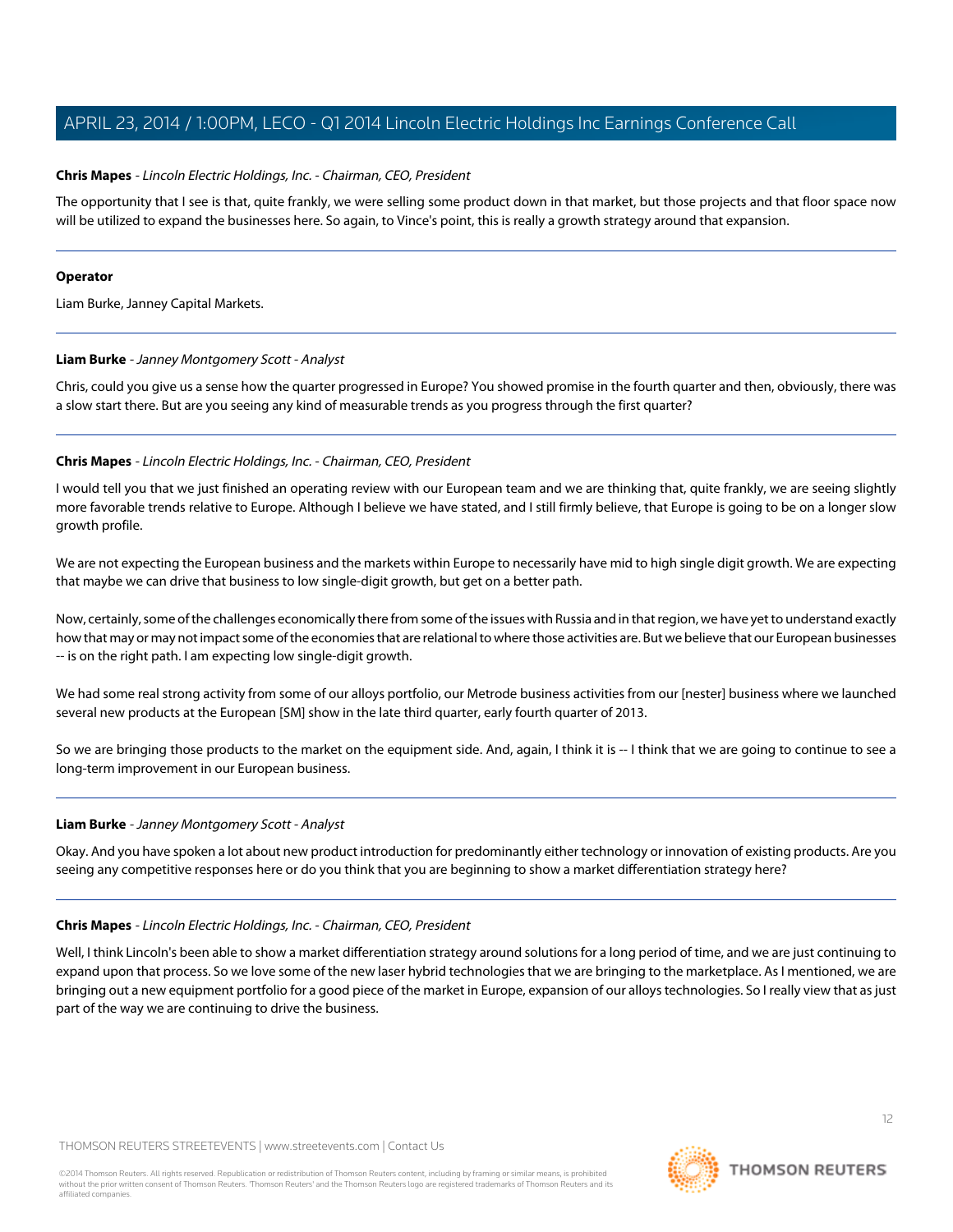**Chris Mapes** - *Lincoln Electric Holdings, Inc. - Chairman, CEO, President*

The opportunity that I see is that, quite frankly, we were selling some product down in that market, but those projects and that floor space now will be utilized to expand the businesses here. So again, to Vince's point, this is really a growth strategy around that expansion.

---

**Operator**

Liam Burke, Janney Capital Markets.

---

**Liam Burke** - *Janney Montgomery Scott - Analyst*

Chris, could you give us a sense how the quarter progressed in Europe? You showed promise in the fourth quarter and then, obviously, there was a slow start there. But are you seeing any kind of measurable trends as you progress through the first quarter?

---

**Chris Mapes** - *Lincoln Electric Holdings, Inc. - Chairman, CEO, President*

I would tell you that we just finished an operating review with our European team and we are thinking that, quite frankly, we are seeing slightly more favorable trends relative to Europe. Although I believe we have stated, and I still firmly believe, that Europe is going to be on a longer slow growth profile.

We are not expecting the European business and the markets within Europe to necessarily have mid to high single digit growth. We are expecting that maybe we can drive that business to low single-digit growth, but get on a better path.

Now, certainly, some of the challenges economically there from some of the issues with Russia and in that region, we have yet to understand exactly how that may or may not impact some of the economies that are relational to where those activities are. But we believe that our European businesses -- is on the right path. I am expecting low single-digit growth.

We had some real strong activity from some of our alloys portfolio, our Metrode business activities from our [nester] business where we launched several new products at the European [SM] show in the late third quarter, early fourth quarter of 2013.

So we are bringing those products to the market on the equipment side. And, again, I think it is -- I think that we are going to continue to see a long-term improvement in our European business.

---

**Liam Burke** - *Janney Montgomery Scott - Analyst*

Okay. And you have spoken a lot about new product introduction for predominantly either technology or innovation of existing products. Are you seeing any competitive responses here or do you think that you are beginning to show a market differentiation strategy here?

---

**Chris Mapes** - *Lincoln Electric Holdings, Inc. - Chairman, CEO, President*

Well, I think Lincoln's been able to show a market differentiation strategy around solutions for a long period of time, and we are just continuing to expand upon that process. So we love some of the new laser hybrid technologies that we are bringing to the marketplace. As I mentioned, we are bringing out a new equipment portfolio for a good piece of the market in Europe, expansion of our alloys technologies. So I really view that as just part of the way we are continuing to drive the business.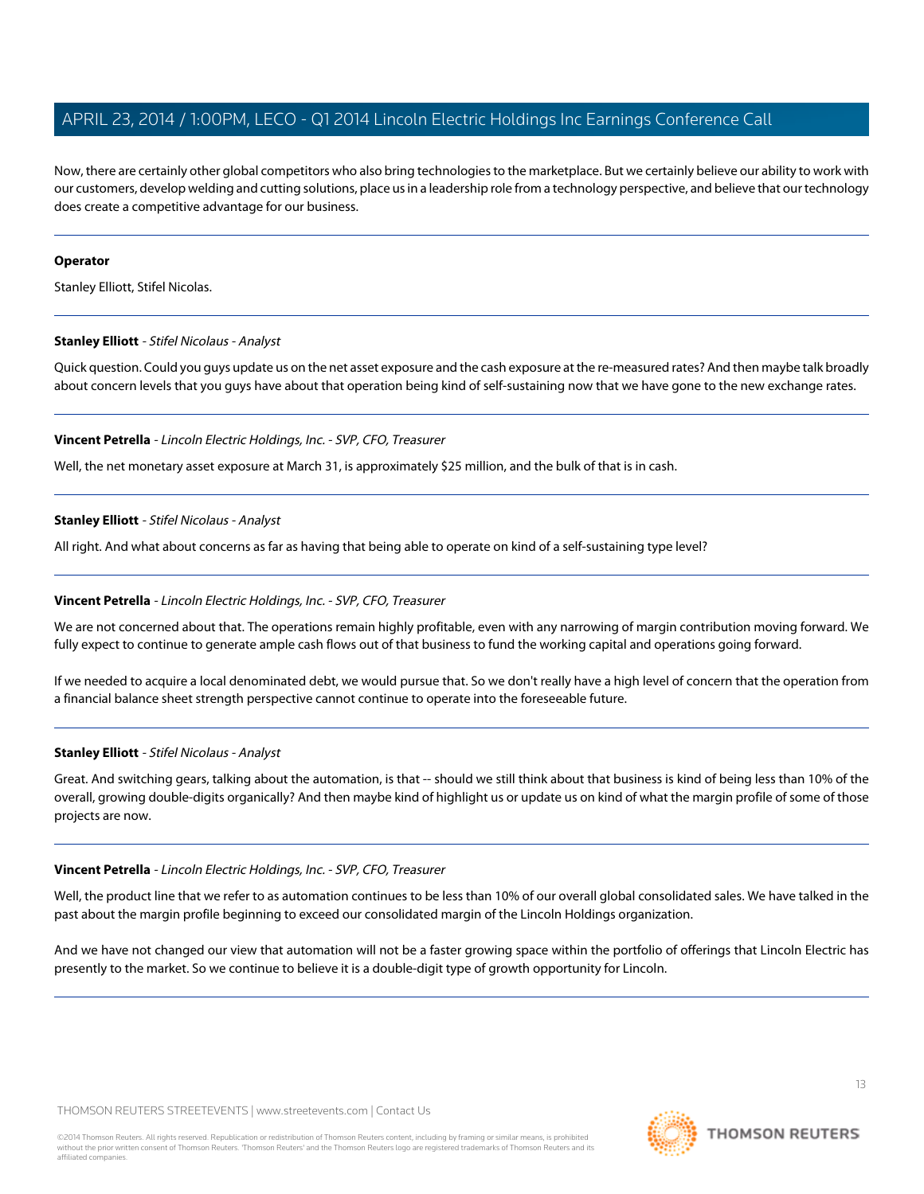Now, there are certainly other global competitors who also bring technologies to the marketplace. But we certainly believe our ability to work with our customers, develop welding and cutting solutions, place us in a leadership role from a technology perspective, and believe that our technology does create a competitive advantage for our business.

---

**Operator**

Stanley Elliott, Stifel Nicolas.

---

**Stanley Elliott** - *Stifel Nicolaus - Analyst*

Quick question. Could you guys update us on the net asset exposure and the cash exposure at the re-measured rates? And then maybe talk broadly about concern levels that you guys have about that operation being kind of self-sustaining now that we have gone to the new exchange rates.

---

**Vincent Petrella** - *Lincoln Electric Holdings, Inc. - SVP, CFO, Treasurer*

Well, the net monetary asset exposure at March 31, is approximately $25 million, and the bulk of that is in cash.

---

**Stanley Elliott** - *Stifel Nicolaus - Analyst*

All right. And what about concerns as far as having that being able to operate on kind of a self-sustaining type level?

---

**Vincent Petrella** - *Lincoln Electric Holdings, Inc. - SVP, CFO, Treasurer*

We are not concerned about that. The operations remain highly profitable, even with any narrowing of margin contribution moving forward. We fully expect to continue to generate ample cash flows out of that business to fund the working capital and operations going forward.

If we needed to acquire a local denominated debt, we would pursue that. So we don't really have a high level of concern that the operation from a financial balance sheet strength perspective cannot continue to operate into the foreseeable future.

---

**Stanley Elliott** - *Stifel Nicolaus - Analyst*

Great. And switching gears, talking about the automation, is that -- should we still think about that business is kind of being less than 10% of the overall, growing double-digits organically? And then maybe kind of highlight us or update us on kind of what the margin profile of some of those projects are now.

---

**Vincent Petrella** - *Lincoln Electric Holdings, Inc. - SVP, CFO, Treasurer*

Well, the product line that we refer to as automation continues to be less than 10% of our overall global consolidated sales. We have talked in the past about the margin profile beginning to exceed our consolidated margin of the Lincoln Holdings organization.

And we have not changed our view that automation will not be a faster growing space within the portfolio of offerings that Lincoln Electric has presently to the market. So we continue to believe it is a double-digit type of growth opportunity for Lincoln.

---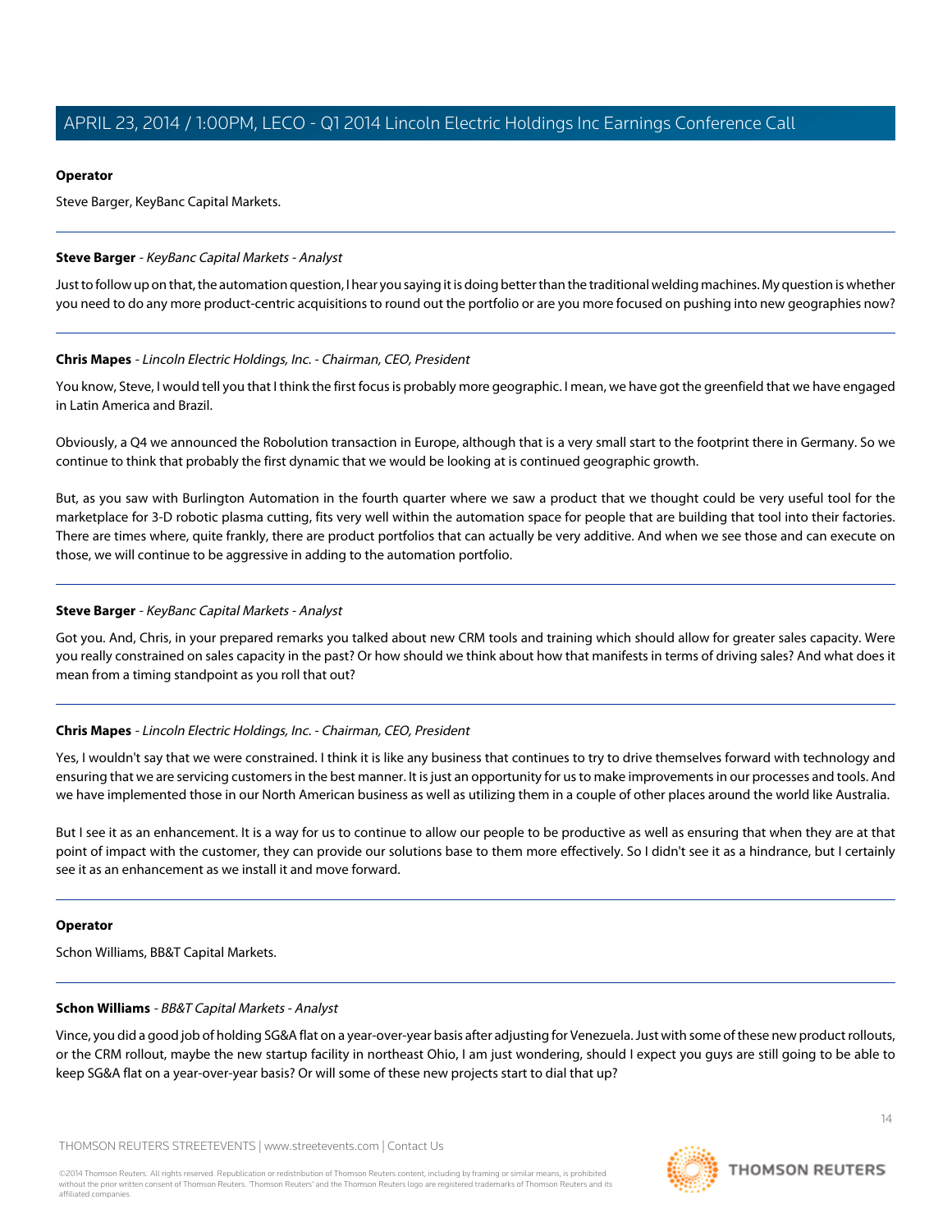**Operator**

Steve Barger, KeyBanc Capital Markets.

---

**Steve Barger** - *KeyBanc Capital Markets - Analyst*

Just to follow up on that, the automation question, I hear you saying it is doing better than the traditional welding machines. My question is whether you need to do any more product-centric acquisitions to round out the portfolio or are you more focused on pushing into new geographies now?

---

**Chris Mapes** - *Lincoln Electric Holdings, Inc. - Chairman, CEO, President*

You know, Steve, I would tell you that I think the first focus is probably more geographic. I mean, we have got the greenfield that we have engaged in Latin America and Brazil.

Obviously, a Q4 we announced the Robolution transaction in Europe, although that is a very small start to the footprint there in Germany. So we continue to think that probably the first dynamic that we would be looking at is continued geographic growth.

But, as you saw with Burlington Automation in the fourth quarter where we saw a product that we thought could be very useful tool for the marketplace for 3-D robotic plasma cutting, fits very well within the automation space for people that are building that tool into their factories. There are times where, quite frankly, there are product portfolios that can actually be very additive. And when we see those and can execute on those, we will continue to be aggressive in adding to the automation portfolio.

---

**Steve Barger** - *KeyBanc Capital Markets - Analyst*

Got you. And, Chris, in your prepared remarks you talked about new CRM tools and training which should allow for greater sales capacity. Were you really constrained on sales capacity in the past? Or how should we think about how that manifests in terms of driving sales? And what does it mean from a timing standpoint as you roll that out?

---

**Chris Mapes** - *Lincoln Electric Holdings, Inc. - Chairman, CEO, President*

Yes, I wouldn't say that we were constrained. I think it is like any business that continues to try to drive themselves forward with technology and ensuring that we are servicing customers in the best manner. It is just an opportunity for us to make improvements in our processes and tools. And we have implemented those in our North American business as well as utilizing them in a couple of other places around the world like Australia.

But I see it as an enhancement. It is a way for us to continue to allow our people to be productive as well as ensuring that when they are at that point of impact with the customer, they can provide our solutions base to them more effectively. So I didn't see it as a hindrance, but I certainly see it as an enhancement as we install it and move forward.

---

**Operator**

Schon Williams, BB&T Capital Markets.

---

**Schon Williams** - *BB&T Capital Markets - Analyst*

Vince, you did a good job of holding SG&A flat on a year-over-year basis after adjusting for Venezuela. Just with some of these new product rollouts, or the CRM rollout, maybe the new startup facility in northeast Ohio, I am just wondering, should I expect you guys are still going to be able to keep SG&A flat on a year-over-year basis? Or will some of these new projects start to dial that up?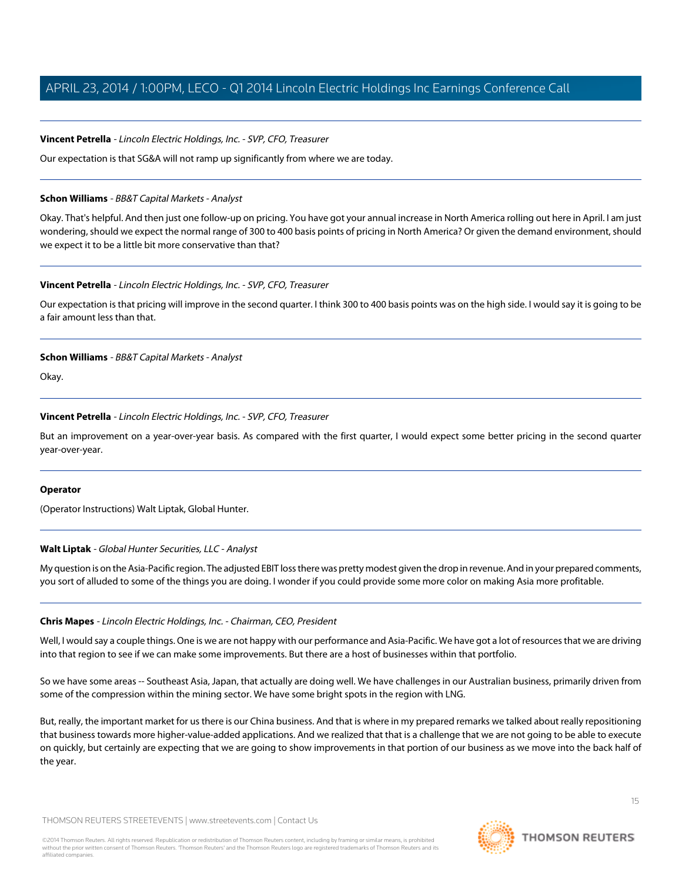**Vincent Petrella** - *Lincoln Electric Holdings, Inc. - SVP, CFO, Treasurer*

Our expectation is that SG&A will not ramp up significantly from where we are today.

---

**Schon Williams** - *BB&T Capital Markets - Analyst*

Okay. That's helpful. And then just one follow-up on pricing. You have got your annual increase in North America rolling out here in April. I am just wondering, should we expect the normal range of 300 to 400 basis points of pricing in North America? Or given the demand environment, should we expect it to be a little bit more conservative than that?

---

**Vincent Petrella** - *Lincoln Electric Holdings, Inc. - SVP, CFO, Treasurer*

Our expectation is that pricing will improve in the second quarter. I think 300 to 400 basis points was on the high side. I would say it is going to be a fair amount less than that.

---

**Schon Williams** - *BB&T Capital Markets - Analyst*

Okay.

---

**Vincent Petrella** - *Lincoln Electric Holdings, Inc. - SVP, CFO, Treasurer*

But an improvement on a year-over-year basis. As compared with the first quarter, I would expect some better pricing in the second quarter year-over-year.

---

**Operator**

(Operator Instructions) Walt Liptak, Global Hunter.

---

**Walt Liptak** - *Global Hunter Securities, LLC - Analyst*

My question is on the Asia-Pacific region. The adjusted EBIT loss there was pretty modest given the drop in revenue. And in your prepared comments, you sort of alluded to some of the things you are doing. I wonder if you could provide some more color on making Asia more profitable.

---

**Chris Mapes** - *Lincoln Electric Holdings, Inc. - Chairman, CEO, President*

Well, I would say a couple things. One is we are not happy with our performance and Asia-Pacific. We have got a lot of resources that we are driving into that region to see if we can make some improvements. But there are a host of businesses within that portfolio.

So we have some areas -- Southeast Asia, Japan, that actually are doing well. We have challenges in our Australian business, primarily driven from some of the compression within the mining sector. We have some bright spots in the region with LNG.

But, really, the important market for us there is our China business. And that is where in my prepared remarks we talked about really repositioning that business towards more higher-value-added applications. And we realized that that is a challenge that we are not going to be able to execute on quickly, but certainly are expecting that we are going to show improvements in that portion of our business as we move into the back half of the year.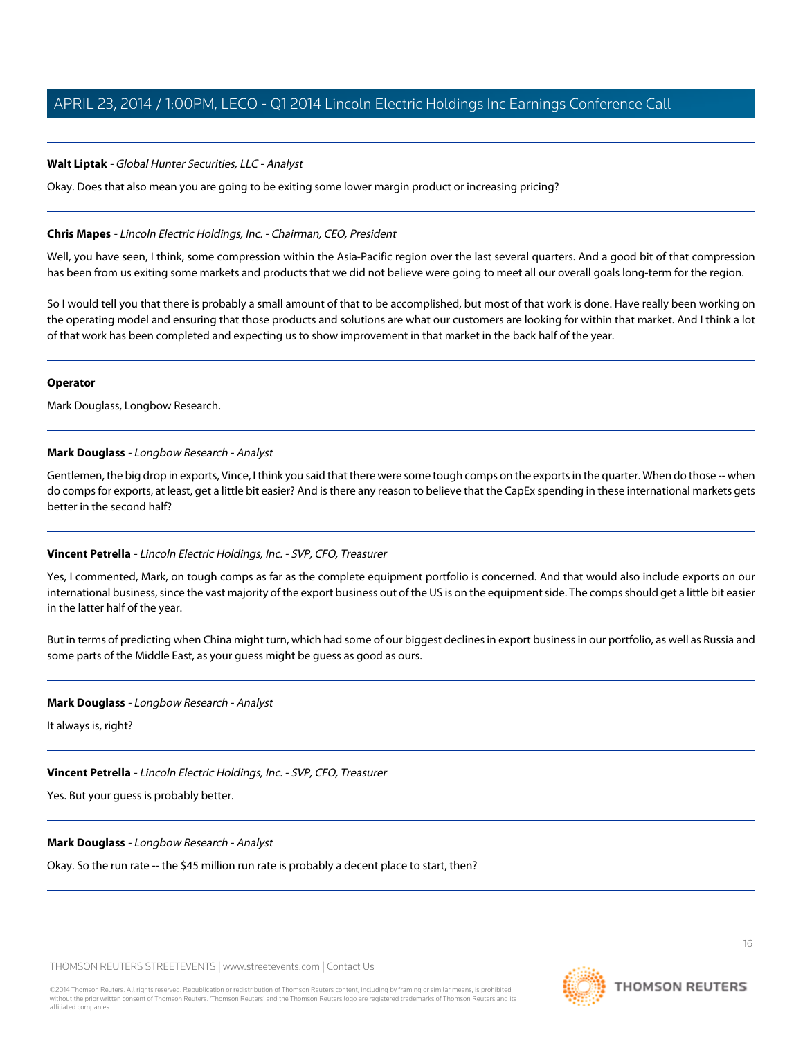**Walt Liptak** - *Global Hunter Securities, LLC - Analyst*

Okay. Does that also mean you are going to be exiting some lower margin product or increasing pricing?

---

**Chris Mapes** - *Lincoln Electric Holdings, Inc. - Chairman, CEO, President*

Well, you have seen, I think, some compression within the Asia-Pacific region over the last several quarters. And a good bit of that compression has been from us exiting some markets and products that we did not believe were going to meet all our overall goals long-term for the region.

So I would tell you that there is probably a small amount of that to be accomplished, but most of that work is done. Have really been working on the operating model and ensuring that those products and solutions are what our customers are looking for within that market. And I think a lot of that work has been completed and expecting us to show improvement in that market in the back half of the year.

---

**Operator**

Mark Douglass, Longbow Research.

---

**Mark Douglass** - *Longbow Research - Analyst*

Gentlemen, the big drop in exports, Vince, I think you said that there were some tough comps on the exports in the quarter. When do those -- when do comps for exports, at least, get a little bit easier? And is there any reason to believe that the CapEx spending in these international markets gets better in the second half?

---

**Vincent Petrella** - *Lincoln Electric Holdings, Inc. - SVP, CFO, Treasurer*

Yes, I commented, Mark, on tough comps as far as the complete equipment portfolio is concerned. And that would also include exports on our international business, since the vast majority of the export business out of the US is on the equipment side. The comps should get a little bit easier in the latter half of the year.

But in terms of predicting when China might turn, which had some of our biggest declines in export business in our portfolio, as well as Russia and some parts of the Middle East, as your guess might be guess as good as ours.

---

**Mark Douglass** - *Longbow Research - Analyst*

It always is, right?

---

**Vincent Petrella** - *Lincoln Electric Holdings, Inc. - SVP, CFO, Treasurer*

Yes. But your guess is probably better.

---

**Mark Douglass** - *Longbow Research - Analyst*

Okay. So the run rate -- the $45 million run rate is probably a decent place to start, then?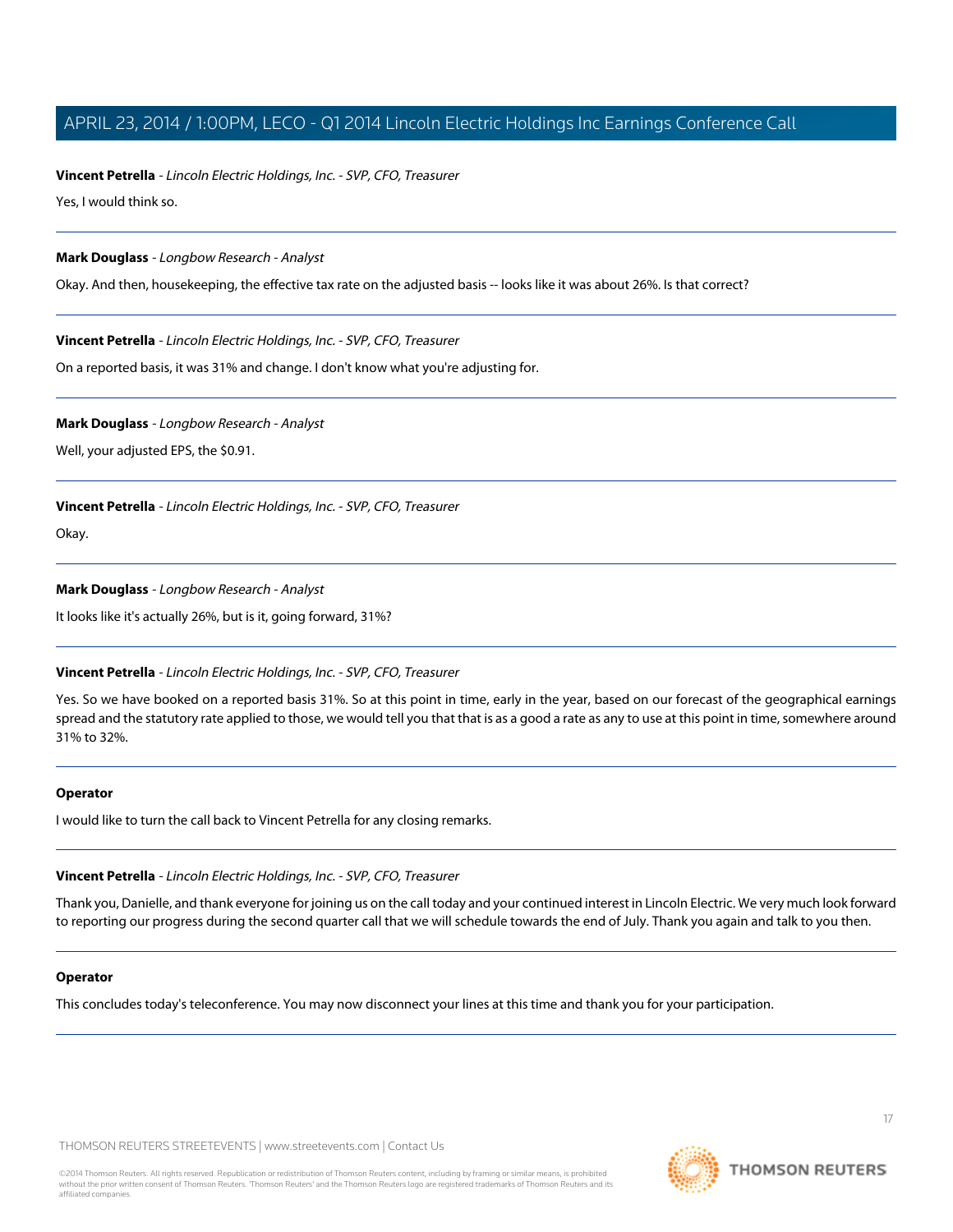**Vincent Petrella** - *Lincoln Electric Holdings, Inc. - SVP, CFO, Treasurer*

Yes, I would think so.

---

**Mark Douglass** - *Longbow Research - Analyst*

Okay. And then, housekeeping, the effective tax rate on the adjusted basis -- looks like it was about 26%. Is that correct?

---

**Vincent Petrella** - *Lincoln Electric Holdings, Inc. - SVP, CFO, Treasurer*

On a reported basis, it was 31% and change. I don't know what you're adjusting for.

---

**Mark Douglass** - *Longbow Research - Analyst*

Well, your adjusted EPS, the $0.91.

---

**Vincent Petrella** - *Lincoln Electric Holdings, Inc. - SVP, CFO, Treasurer*

Okay.

---

**Mark Douglass** - *Longbow Research - Analyst*

It looks like it's actually 26%, but is it, going forward, 31%?

---

**Vincent Petrella** - *Lincoln Electric Holdings, Inc. - SVP, CFO, Treasurer*

Yes. So we have booked on a reported basis 31%. So at this point in time, early in the year, based on our forecast of the geographical earnings spread and the statutory rate applied to those, we would tell you that that is as a good a rate as any to use at this point in time, somewhere around 31% to 32%.

---

**Operator**

I would like to turn the call back to Vincent Petrella for any closing remarks.

---

**Vincent Petrella** - *Lincoln Electric Holdings, Inc. - SVP, CFO, Treasurer*

Thank you, Danielle, and thank everyone for joining us on the call today and your continued interest in Lincoln Electric. We very much look forward to reporting our progress during the second quarter call that we will schedule towards the end of July. Thank you again and talk to you then.

---

**Operator**

This concludes today's teleconference. You may now disconnect your lines at this time and thank you for your participation.

---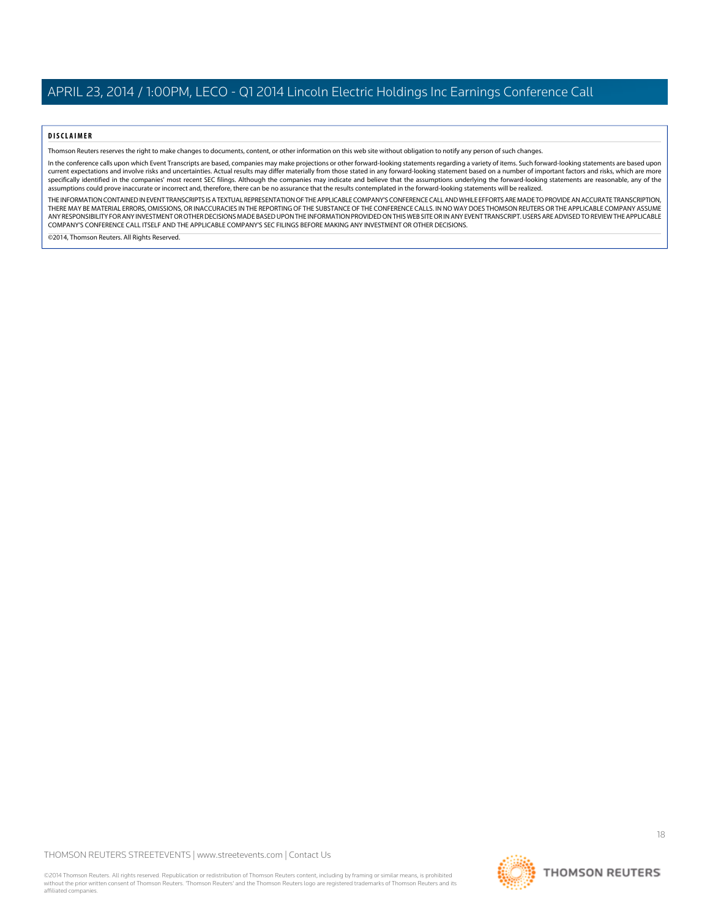## DISCLAIMER

Thomson Reuters reserves the right to make changes to documents, content, or other information on this web site without obligation to notify any person of such changes.

In the conference calls upon which Event Transcripts are based, companies may make projections or other forward-looking statements regarding a variety of items. Such forward-looking statements are based upon current expectations and involve risks and uncertainties. Actual results may differ materially from those stated in any forward-looking statement based on a number of important factors and risks, which are more specifically identified in the companies' most recent SEC filings. Although the companies may indicate and believe that the assumptions underlying the forward-looking statements are reasonable, any of the assumptions could prove inaccurate or incorrect and, therefore, there can be no assurance that the results contemplated in the forward-looking statements will be realized.

THE INFORMATION CONTAINED IN EVENT TRANSCRIPTS IS A TEXTUAL REPRESENTATION OF THE APPLICABLE COMPANY'S CONFERENCE CALL AND WHILE EFFORTS ARE MADE TO PROVIDE AN ACCURATE TRANSCRIPTION, THERE MAY BE MATERIAL ERRORS, OMISSIONS, OR INACCURACIES IN THE REPORTING OF THE SUBSTANCE OF THE CONFERENCE CALLS. IN NO WAY DOES THOMSON REUTERS OR THE APPLICABLE COMPANY ASSUME ANY RESPONSIBILITY FOR ANY INVESTMENT OR OTHER DECISIONS MADE BASED UPON THE INFORMATION PROVIDED ON THIS WEB SITE OR IN ANY EVENT TRANSCRIPT. USERS ARE ADVISED TO REVIEW THE APPLICABLE COMPANY'S CONFERENCE CALL ITSELF AND THE APPLICABLE COMPANY'S SEC FILINGS BEFORE MAKING ANY INVESTMENT OR OTHER DECISIONS.

©2014, Thomson Reuters. All Rights Reserved.